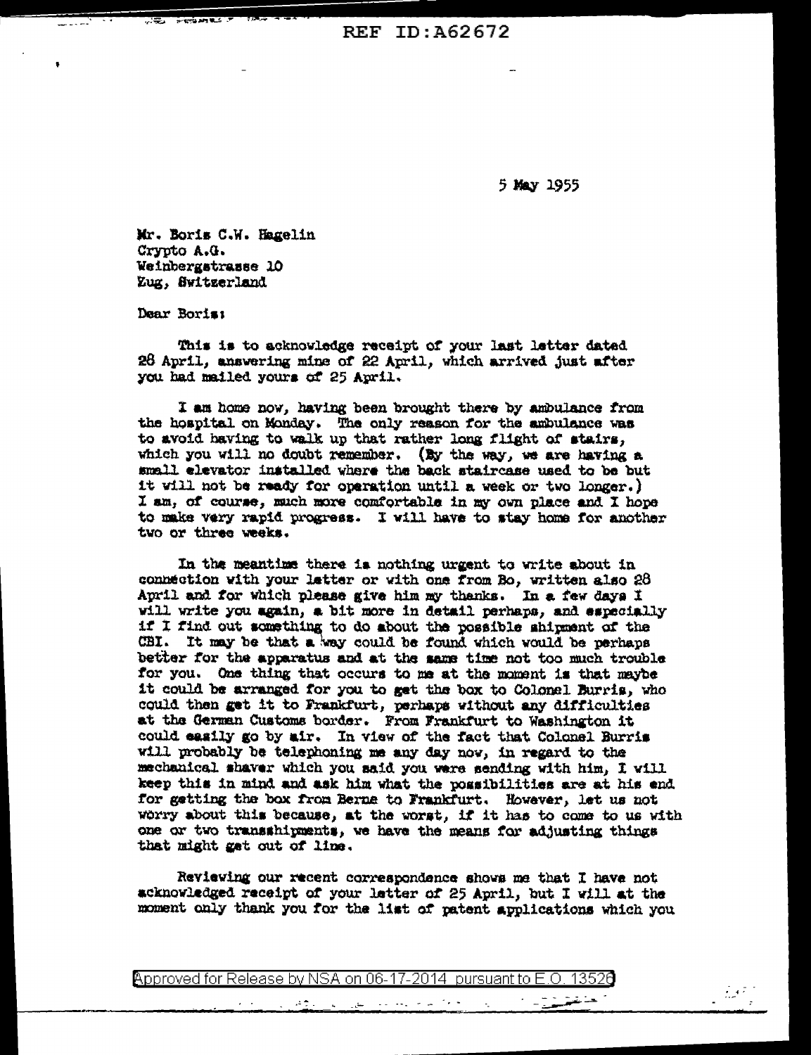5 May 1955

Mr. Boris C.W. Hagelin
Crypto A.G.
Weinbergstrasse 10
Zug, Switzerland

Dear Boris:

This is to acknowledge receipt of your last letter dated 28 April, answering mine of 22 April, which arrived just after you had mailed yours of 25 April.

I am home now, having been brought there by ambulance from the hospital on Monday. The only reason for the ambulance was to avoid having to walk up that rather long flight of stairs, which you will no doubt remember. (By the way, we are having a small elevator installed where the back staircase used to be but it will not be ready for operation until a week or two longer.) I am, of course, much more comfortable in my own place and I hope to make very rapid progress. I will have to stay home for another two or three weeks.

In the meantime there is nothing urgent to write about in connection with your letter or with one from Bo, written also 28 April and for which please give him my thanks. In a few days I will write you again, a bit more in detail perhaps, and especially if I find out something to do about the possible shipment of the CBI. It may be that a way could be found which would be perhaps better for the apparatus and at the same time not too much trouble for you. One thing that occurs to me at the moment is that maybe it could be arranged for you to get the box to Colonel Burris, who could then get it to Frankfurt, perhaps without any difficulties at the German Customs border. From Frankfurt to Washington it could easily go by air. In view of the fact that Colonel Burris will probably be telephoning me any day now, in regard to the mechanical shaver which you said you were sending with him, I will keep this in mind and ask him what the possibilities are at his end for getting the box from Berne to Frankfurt. However, let us not worry about this because, at the worst, if it has to come to us with one or two transshipments, we have the means for adjusting things that might get out of line.

Reviewing our recent correspondence shows me that I have not acknowledged receipt of your letter of 25 April, but I will at the moment only thank you for the list of patent applications which you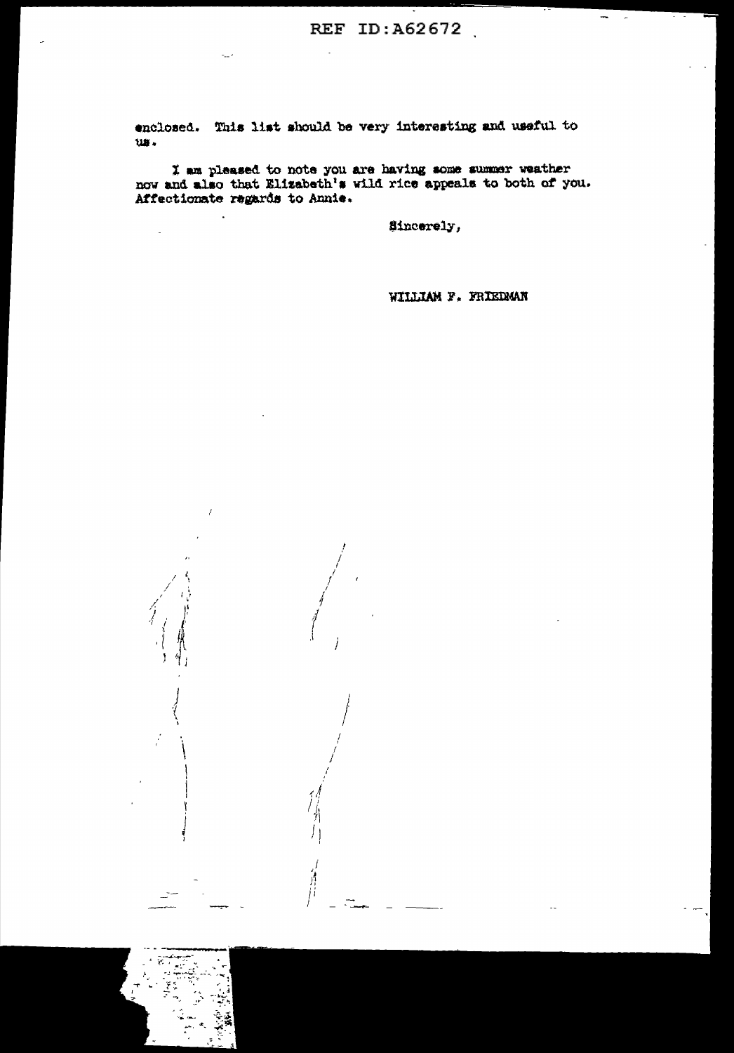enclosed. This list should be very interesting and useful to us.

I am pleased to note you are having some summer weather now and also that Elizabeth's wild rice appeals to both of you. Affectionate regards to Annie.

Sincerely,

WILLIAM F. FRIEDMAN